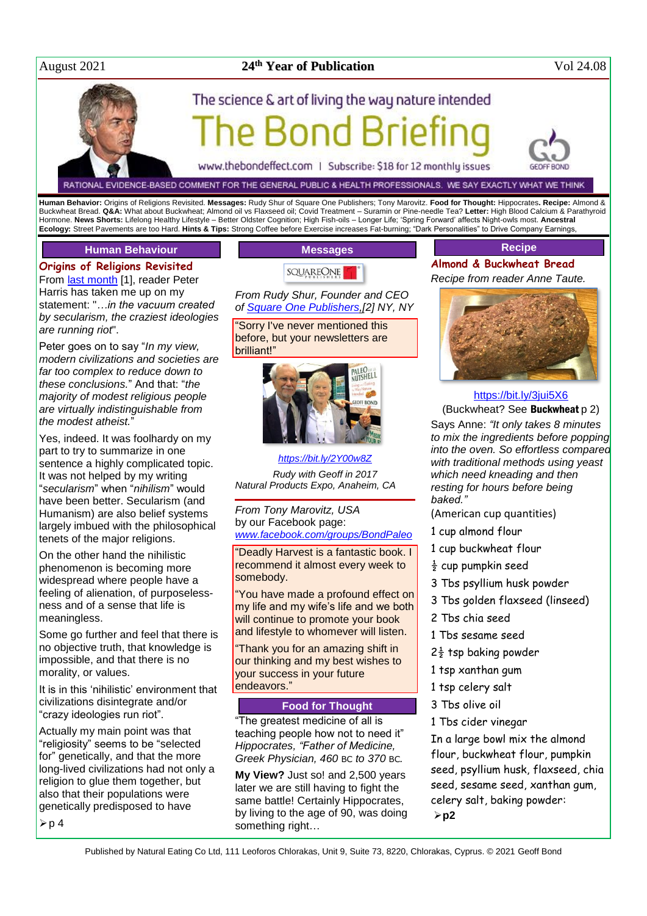August 2021 **24th Year of Publication** Vol 24.08

# The Bond Briefing

The science & art of living the way nature intended

www.thebondeffect.com | Subscribe: $18 for 12 monthly issues

RATIONAL EVIDENCE-BASED COMMENT FOR THE GENERAL PUBLIC & HEALTH PROFESSIONALS. WE SAY EXACTLY WHAT WE THINK

**Human Behavior:** Origins of Religions Revisited. **Messages:** Rudy Shur of Square One Publishers; Tony Marovitz. **Food for Thought:** Hippocrates**. Recipe:** Almond & Buckwheat Bread. **Q&A:** What about Buckwheat; Almond oil vs Flaxseed oil; Covid Treatment – Suramin or Pine-needle Tea? **Letter:** High Blood Calcium & Parathyroid Hormone. **News Shorts:** Lifelong Healthy Lifestyle – Better Oldster Cognition; High Fish-oils – Longer Life; 'Spring Forward' affects Night-owls most. **Ancestral Ecology:** Street Pavements are too Hard. **Hints & Tips:** Strong Coffee before Exercise increases Fat-burning; "Dark Personalities" to Drive Company Earnings,

## Human Behaviour

### Origins of Religions Revisited

From last month [1], reader Peter Harris has taken me up on my statement: "*…in the vacuum created by secularism, the craziest ideologies are running riot*".

Peter goes on to say "*In my view, modern civilizations and societies are far too complex to reduce down to these conclusions.*" And that: "*the majority of modest religious people are virtually indistinguishable from the modest atheist.*"

Yes, indeed. It was foolhardy on my part to try to summarize in one sentence a highly complicated topic. It was not helped by my writing "*secularism*" when "*nihilism*" would have been better. Secularism (and Humanism) are also belief systems largely imbued with the philosophical tenets of the major religions.

On the other hand the nihilistic phenomenon is becoming more widespread where people have a feeling of alienation, of purposeless-ness and of a sense that life is meaningless.

Some go further and feel that there is no objective truth, that knowledge is impossible, and that there is no morality, or values.

It is in this 'nihilistic' environment that civilizations disintegrate and/or "crazy ideologies run riot".

Actually my main point was that "religiosity" seems to be "selected for" genetically, and that the more long-lived civilizations had not only a religion to glue them together, but also that their populations were genetically predisposed to have

➢ p 4

## Messages

*From Rudy Shur, Founder and CEO of Square One Publishers,[2] NY, NY*

"Sorry I've never mentioned this before, but your newsletters are brilliant!"

*https://bit.ly/2Y00w8Z*

*Rudy with Geoff in 2017 Natural Products Expo, Anaheim, CA*

*From Tony Marovitz, USA* by our Facebook page: *www.facebook.com/groups/BondPaleo*

"Deadly Harvest is a fantastic book. I recommend it almost every week to somebody.

"You have made a profound effect on my life and my wife's life and we both will continue to promote your book and lifestyle to whomever will listen.

"Thank you for an amazing shift in our thinking and my best wishes to your success in your future endeavors."

## Food for Thought

"The greatest medicine of all is teaching people how not to need it" *Hippocrates, "Father of Medicine, Greek Physician, 460 BC to 370 BC.*

**My View?** Just so! and 2,500 years later we are still having to fight the same battle! Certainly Hippocrates, by living to the age of 90, was doing something right…

## Recipe

### Almond & Buckwheat Bread

*Recipe from reader Anne Taute.*

https://bit.ly/3jui5X6

(Buckwheat? See **Buckwheat** p 2)

Says Anne: *"It only takes 8 minutes to mix the ingredients before popping into the oven. So effortless compared with traditional methods using yeast which need kneading and then resting for hours before being baked."*

(American cup quantities)

- 1 cup almond flour
- 1 cup buckwheat flour
- ½ cup pumpkin seed
- 3 Tbs psyllium husk powder
- 3 Tbs golden flaxseed (linseed)
- 2 Tbs chia seed
- 1 Tbs sesame seed
- 2½ tsp baking powder
- 1 tsp xanthan gum
- 1 tsp celery salt
- 3 Tbs olive oil
- 1 Tbs cider vinegar

In a large bowl mix the almond flour, buckwheat flour, pumpkin seed, psyllium husk, flaxseed, chia seed, sesame seed, xanthan gum, celery salt, baking powder:

➢ **p2**

Published by Natural Eating Co Ltd, 111 Leoforos Chlorakas, Unit 9, Suite 73, 8220, Chlorakas, Cyprus. © 2021 Geoff Bond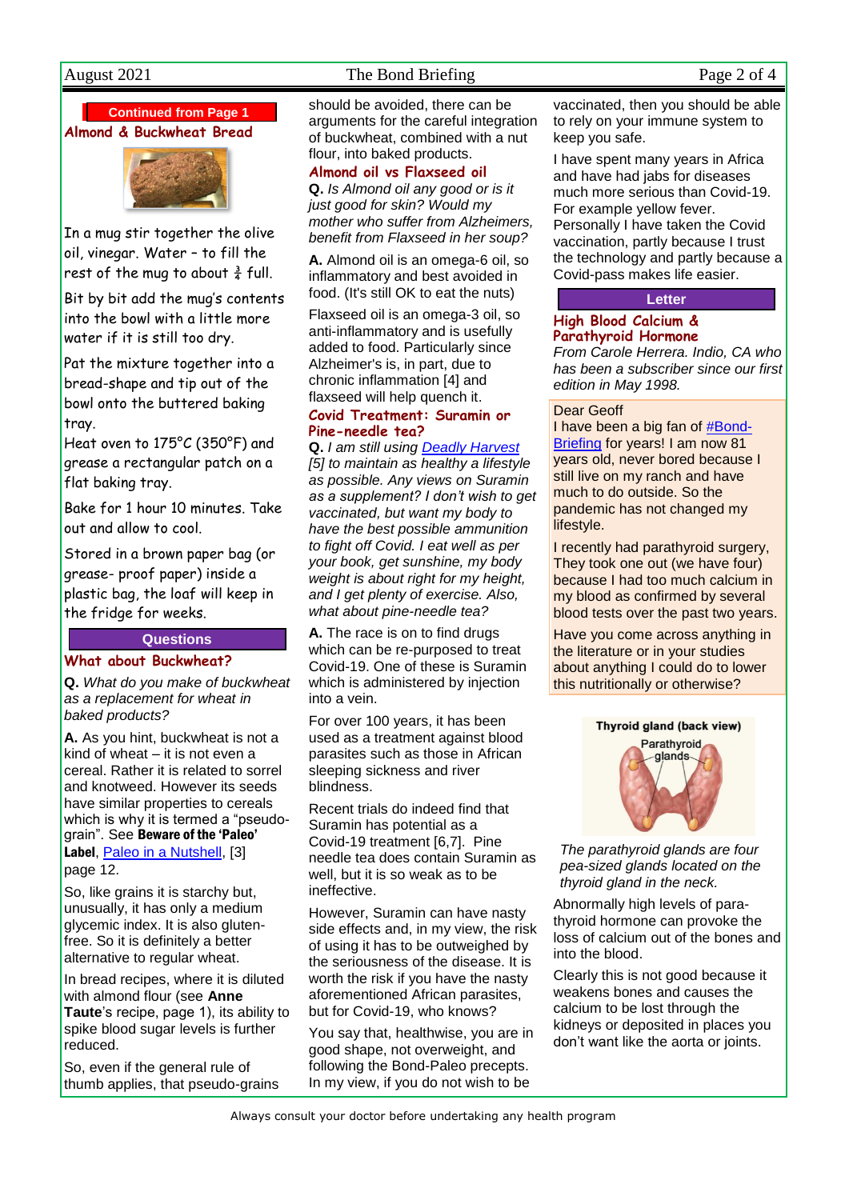Continued from Page 1

## Almond & Buckwheat Bread

In a mug stir together the olive oil, vinegar. Water – to fill the rest of the mug to about ¾ full.

Bit by bit add the mug's contents into the bowl with a little more water if it is still too dry.

Pat the mixture together into a bread-shape and tip out of the bowl onto the buttered baking tray.

Heat oven to 175°C (350°F) and grease a rectangular patch on a flat baking tray.

Bake for 1 hour 10 minutes. Take out and allow to cool.

Stored in a brown paper bag (or grease- proof paper) inside a plastic bag, the loaf will keep in the fridge for weeks.

# Questions

## What about Buckwheat?

**Q.** *What do you make of buckwheat as a replacement for wheat in baked products?*

**A.** As you hint, buckwheat is not a kind of wheat – it is not even a cereal. Rather it is related to sorrel and knotweed. However its seeds have similar properties to cereals which is why it is termed a "pseudo-grain". See **Beware of the 'Paleo' Label**, Paleo in a Nutshell, [3] page 12.

So, like grains it is starchy but, unusually, it has only a medium glycemic index. It is also gluten-free. So it is definitely a better alternative to regular wheat.

In bread recipes, where it is diluted with almond flour (see **Anne Taute**'s recipe, page 1), its ability to spike blood sugar levels is further reduced.

So, even if the general rule of thumb applies, that pseudo-grains should be avoided, there can be arguments for the careful integration of buckwheat, combined with a nut flour, into baked products.

## Almond oil vs Flaxseed oil

**Q.** *Is Almond oil any good or is it just good for skin? Would my mother who suffer from Alzheimers, benefit from Flaxseed in her soup?*

**A.** Almond oil is an omega-6 oil, so inflammatory and best avoided in food. (It's still OK to eat the nuts)

Flaxseed oil is an omega-3 oil, so anti-inflammatory and is usefully added to food. Particularly since Alzheimer's is, in part, due to chronic inflammation [4] and flaxseed will help quench it.

## Covid Treatment: Suramin or Pine-needle tea?

**Q.** *I am still using Deadly Harvest [5] to maintain as healthy a lifestyle as possible. Any views on Suramin as a supplement? I don't wish to get vaccinated, but want my body to have the best possible ammunition to fight off Covid. I eat well as per your book, get sunshine, my body weight is about right for my height, and I get plenty of exercise. Also, what about pine-needle tea?*

**A.** The race is on to find drugs which can be re-purposed to treat Covid-19. One of these is Suramin which is administered by injection into a vein.

For over 100 years, it has been used as a treatment against blood parasites such as those in African sleeping sickness and river blindness.

Recent trials do indeed find that Suramin has potential as a Covid-19 treatment [6,7]. Pine needle tea does contain Suramin as well, but it is so weak as to be ineffective.

However, Suramin can have nasty side effects and, in my view, the risk of using it has to be outweighed by the seriousness of the disease. It is worth the risk if you have the nasty aforementioned African parasites, but for Covid-19, who knows?

You say that, healthwise, you are in good shape, not overweight, and following the Bond-Paleo precepts. In my view, if you do not wish to be vaccinated, then you should be able to rely on your immune system to keep you safe.

I have spent many years in Africa and have had jabs for diseases much more serious than Covid-19. For example yellow fever. Personally I have taken the Covid vaccination, partly because I trust the technology and partly because a Covid-pass makes life easier.

# Letter

## High Blood Calcium & Parathyroid Hormone

*From Carole Herrera. Indio, CA who has been a subscriber since our first edition in May 1998.*

Dear Geoff

I have been a big fan of #Bond-Briefing for years! I am now 81 years old, never bored because I still live on my ranch and have much to do outside. So the pandemic has not changed my lifestyle.

I recently had parathyroid surgery, They took one out (we have four) because I had too much calcium in my blood as confirmed by several blood tests over the past two years.

Have you come across anything in the literature or in your studies about anything I could do to lower this nutritionally or otherwise?

*The parathyroid glands are four pea-sized glands located on the thyroid gland in the neck.*

Abnormally high levels of para-thyroid hormone can provoke the loss of calcium out of the bones and into the blood.

Clearly this is not good because it weakens bones and causes the calcium to be lost through the kidneys or deposited in places you don't want like the aorta or joints.

Always consult your doctor before undertaking any health program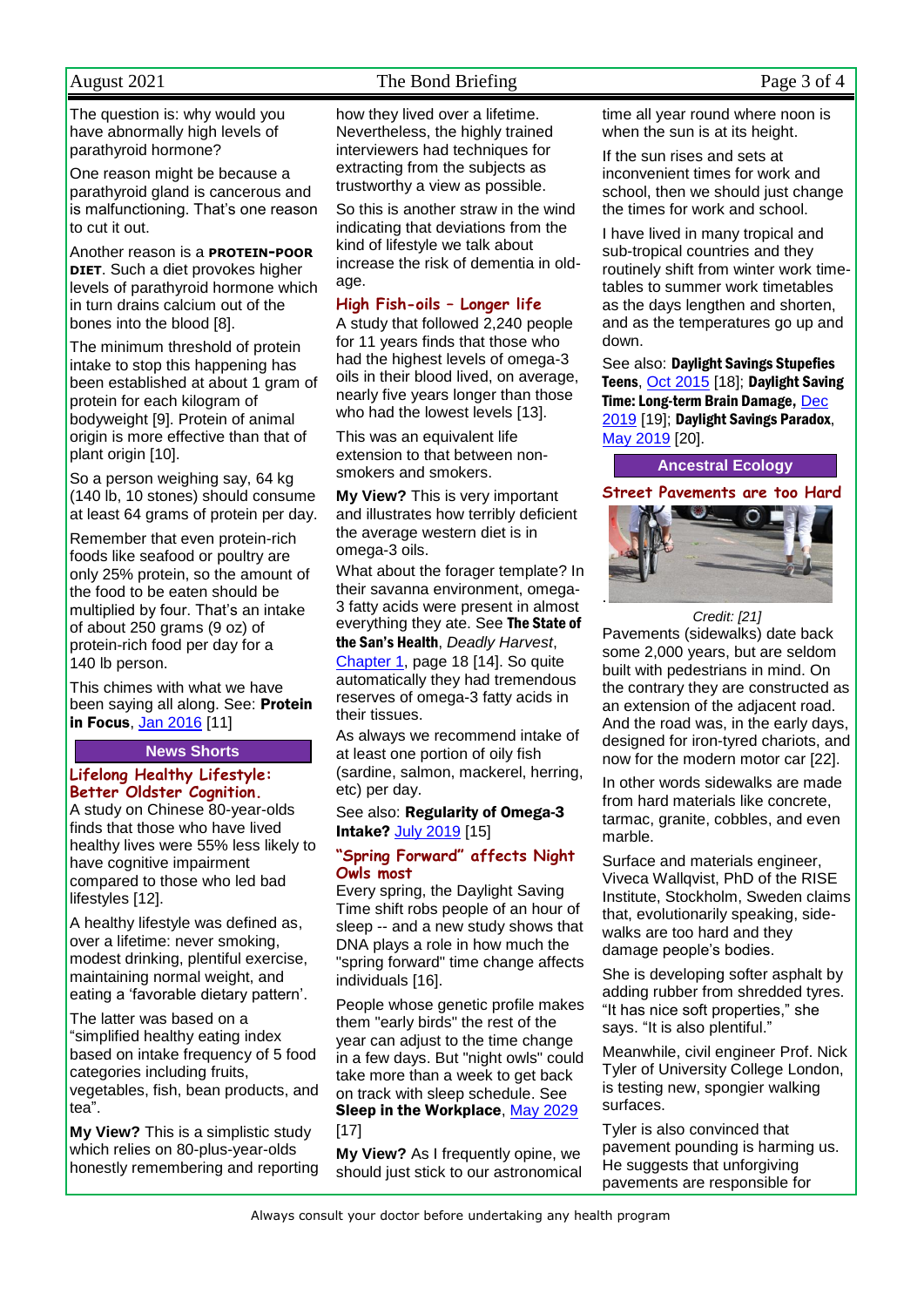The question is: why would you have abnormally high levels of parathyroid hormone?

One reason might be because a parathyroid gland is cancerous and is malfunctioning. That's one reason to cut it out.

Another reason is a **PROTEIN-POOR DIET**. Such a diet provokes higher levels of parathyroid hormone which in turn drains calcium out of the bones into the blood [8].

The minimum threshold of protein intake to stop this happening has been established at about 1 gram of protein for each kilogram of bodyweight [9]. Protein of animal origin is more effective than that of plant origin [10].

So a person weighing say, 64 kg (140 lb, 10 stones) should consume at least 64 grams of protein per day.

Remember that even protein-rich foods like seafood or poultry are only 25% protein, so the amount of the food to be eaten should be multiplied by four. That's an intake of about 250 grams (9 oz) of protein-rich food per day for a 140 lb person.

This chimes with what we have been saying all along. See: **Protein in Focus**, Jan 2016 [11]

## News Shorts

### Lifelong Healthy Lifestyle: Better Oldster Cognition.

A study on Chinese 80-year-olds finds that those who have lived healthy lives were 55% less likely to have cognitive impairment compared to those who led bad lifestyles [12].

A healthy lifestyle was defined as, over a lifetime: never smoking, modest drinking, plentiful exercise, maintaining normal weight, and eating a 'favorable dietary pattern'.

The latter was based on a "simplified healthy eating index based on intake frequency of 5 food categories including fruits, vegetables, fish, bean products, and tea".

**My View?** This is a simplistic study which relies on 80-plus-year-olds honestly remembering and reporting how they lived over a lifetime. Nevertheless, the highly trained interviewers had techniques for extracting from the subjects as trustworthy a view as possible.

So this is another straw in the wind indicating that deviations from the kind of lifestyle we talk about increase the risk of dementia in old-age.

### High Fish-oils – Longer life

A study that followed 2,240 people for 11 years finds that those who had the highest levels of omega-3 oils in their blood lived, on average, nearly five years longer than those who had the lowest levels [13].

This was an equivalent life extension to that between non-smokers and smokers.

**My View?** This is very important and illustrates how terribly deficient the average western diet is in omega-3 oils.

What about the forager template? In their savanna environment, omega-3 fatty acids were present in almost everything they ate. See **The State of the San's Health**, *Deadly Harvest*, Chapter 1, page 18 [14]. So quite automatically they had tremendous reserves of omega-3 fatty acids in their tissues.

As always we recommend intake of at least one portion of oily fish (sardine, salmon, mackerel, herring, etc) per day.

See also: **Regularity of Omega-3 Intake?** July 2019 [15]

### "Spring Forward" affects Night Owls most

Every spring, the Daylight Saving Time shift robs people of an hour of sleep -- and a new study shows that DNA plays a role in how much the "spring forward" time change affects individuals [16].

People whose genetic profile makes them "early birds" the rest of the year can adjust to the time change in a few days. But "night owls" could take more than a week to get back on track with sleep schedule. See **Sleep in the Workplace**, May 2029 [17]

**My View?** As I frequently opine, we should just stick to our astronomical time all year round where noon is when the sun is at its height.

If the sun rises and sets at inconvenient times for work and school, then we should just change the times for work and school.

I have lived in many tropical and sub-tropical countries and they routinely shift from winter work time-tables to summer work timetables as the days lengthen and shorten, and as the temperatures go up and down.

See also: **Daylight Savings Stupefies Teens**, Oct 2015 [18]; **Daylight Saving Time: Long-term Brain Damage,** Dec 2019 [19]; **Daylight Savings Paradox**, May 2019 [20].

## Ancestral Ecology

### Street Pavements are too Hard

*Credit: [21]*

Pavements (sidewalks) date back some 2,000 years, but are seldom built with pedestrians in mind. On the contrary they are constructed as an extension of the adjacent road. And the road was, in the early days, designed for iron-tyred chariots, and now for the modern motor car [22].

In other words sidewalks are made from hard materials like concrete, tarmac, granite, cobbles, and even marble.

Surface and materials engineer, Viveca Wallqvist, PhD of the RISE Institute, Stockholm, Sweden claims that, evolutionarily speaking, side-walks are too hard and they damage people's bodies.

She is developing softer asphalt by adding rubber from shredded tyres. "It has nice soft properties," she says. "It is also plentiful."

Meanwhile, civil engineer Prof. Nick Tyler of University College London, is testing new, spongier walking surfaces.

Tyler is also convinced that pavement pounding is harming us. He suggests that unforgiving pavements are responsible for

Always consult your doctor before undertaking any health program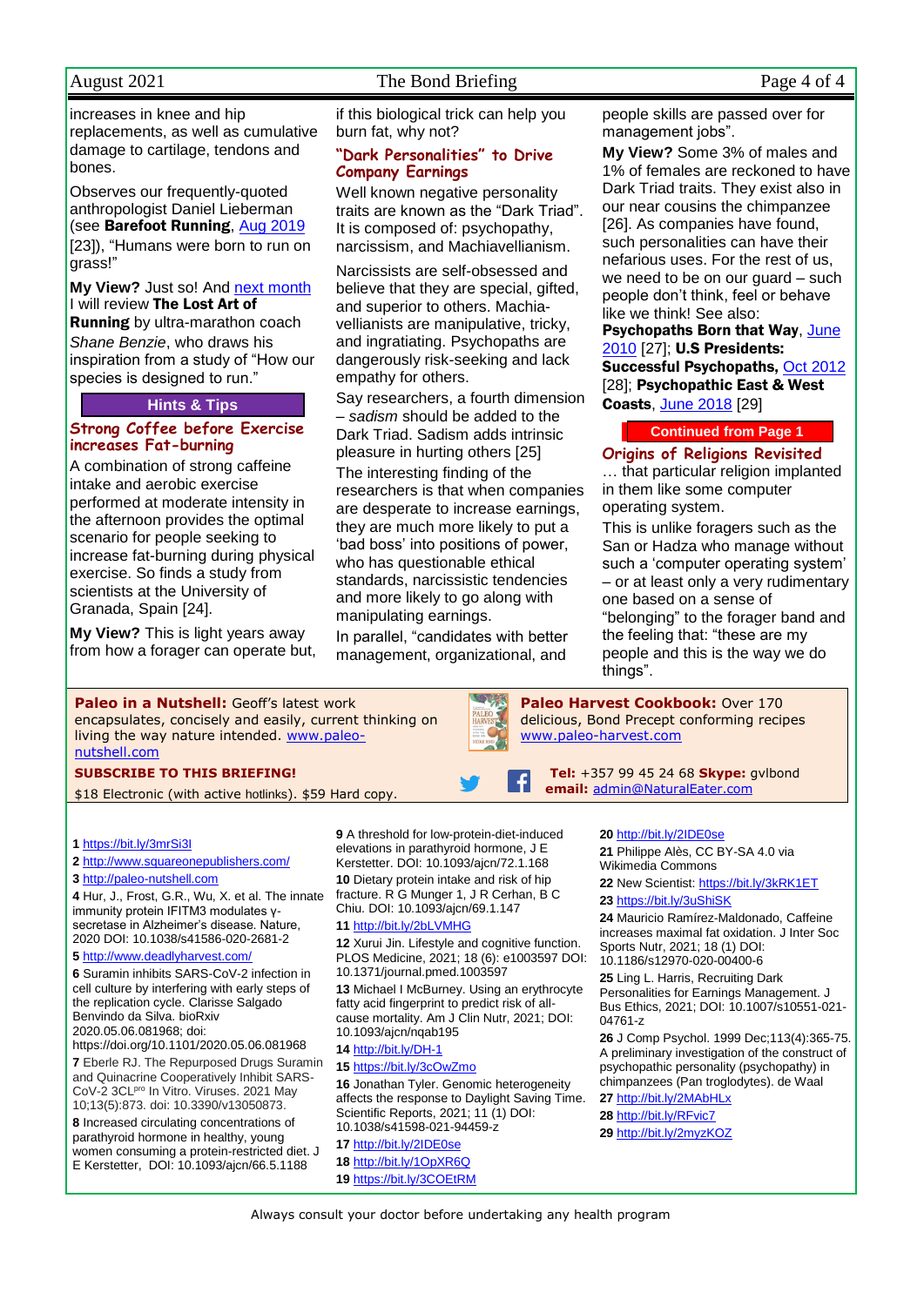increases in knee and hip replacements, as well as cumulative damage to cartilage, tendons and bones.

Observes our frequently-quoted anthropologist Daniel Lieberman (see **Barefoot Running**, Aug 2019 [23]), "Humans were born to run on grass!"

**My View?** Just so! And next month I will review **The Lost Art of Running** by ultra-marathon coach *Shane Benzie*, who draws his inspiration from a study of "How our species is designed to run."

## Hints & Tips

### Strong Coffee before Exercise increases Fat-burning

A combination of strong caffeine intake and aerobic exercise performed at moderate intensity in the afternoon provides the optimal scenario for people seeking to increase fat-burning during physical exercise. So finds a study from scientists at the University of Granada, Spain [24].

**My View?** This is light years away from how a forager can operate but, if this biological trick can help you burn fat, why not?

### "Dark Personalities" to Drive Company Earnings

Well known negative personality traits are known as the "Dark Triad". It is composed of: psychopathy, narcissism, and Machiavellianism.

Narcissists are self-obsessed and believe that they are special, gifted, and superior to others. Machiavellianists are manipulative, tricky, and ingratiating. Psychopaths are dangerously risk-seeking and lack empathy for others.

Say researchers, a fourth dimension – *sadism* should be added to the Dark Triad. Sadism adds intrinsic pleasure in hurting others [25]

The interesting finding of the researchers is that when companies are desperate to increase earnings, they are much more likely to put a 'bad boss' into positions of power, who has questionable ethical standards, narcissistic tendencies and more likely to go along with manipulating earnings.

In parallel, "candidates with better management, organizational, and people skills are passed over for management jobs".

**My View?** Some 3% of males and 1% of females are reckoned to have Dark Triad traits. They exist also in our near cousins the chimpanzee [26]. As companies have found, such personalities can have their nefarious uses. For the rest of us, we need to be on our guard – such people don't think, feel or behave like we think! See also: **Psychopaths Born that Way**, June 2010 [27]; **U.S Presidents:** **Successful Psychopaths,** Oct 2012 [28]; **Psychopathic East & West Coasts**, June 2018 [29]

## Continued from Page 1

### Origins of Religions Revisited

… that particular religion implanted in them like some computer operating system.

This is unlike foragers such as the San or Hadza who manage without such a 'computer operating system' – or at least only a very rudimentary one based on a sense of "belonging" to the forager band and the feeling that: "these are my people and this is the way we do things".

---

**Paleo in a Nutshell:** Geoff's latest work encapsulates, concisely and easily, current thinking on living the way nature intended. www.paleo-nutshell.com

**Paleo Harvest Cookbook:** Over 170 delicious, Bond Precept conforming recipes www.paleo-harvest.com

**SUBSCRIBE TO THIS BRIEFING!**

$18 Electronic (with active hotlinks). $59 Hard copy.

**Tel:** +357 99 45 24 68 **Skype:** gvlbond
**email:** admin@NaturalEater.com

---

**1** https://bit.ly/3mrSi3l
**2** http://www.squareonepublishers.com/
**3** http://paleo-nutshell.com
**4** Hur, J., Frost, G.R., Wu, X. et al. The innate immunity protein IFITM3 modulates γ-secretase in Alzheimer's disease. Nature, 2020 DOI: 10.1038/s41586-020-2681-2
**5** http://www.deadlyharvest.com/
**6** Suramin inhibits SARS-CoV-2 infection in cell culture by interfering with early steps of the replication cycle. Clarisse Salgado Benvindo da Silva. bioRxiv 2020.05.06.081968; doi: https://doi.org/10.1101/2020.05.06.081968
**7** Eberle RJ. The Repurposed Drugs Suramin and Quinacrine Cooperatively Inhibit SARS-CoV-2 3CLpro In Vitro. Viruses. 2021 May 10;13(5):873. doi: 10.3390/v13050873.
**8** Increased circulating concentrations of parathyroid hormone in healthy, young women consuming a protein-restricted diet. J E Kerstetter, DOI: 10.1093/ajcn/66.5.1188
**9** A threshold for low-protein-diet-induced elevations in parathyroid hormone, J E Kerstetter. DOI: 10.1093/ajcn/72.1.168
**10** Dietary protein intake and risk of hip fracture. R G Munger 1, J R Cerhan, B C Chiu. DOI: 10.1093/ajcn/69.1.147
**11** http://bit.ly/2bLVMHG
**12** Xurui Jin. Lifestyle and cognitive function. PLOS Medicine, 2021; 18 (6): e1003597 DOI: 10.1371/journal.pmed.1003597
**13** Michael I McBurney. Using an erythrocyte fatty acid fingerprint to predict risk of all-cause mortality. Am J Clin Nutr, 2021; DOI: 10.1093/ajcn/nqab195
**14** http://bit.ly/DH-1
**15** https://bit.ly/3cOwZmo
**16** Jonathan Tyler. Genomic heterogeneity affects the response to Daylight Saving Time. Scientific Reports, 2021; 11 (1) DOI: 10.1038/s41598-021-94459-z
**17** http://bit.ly/2IDE0se
**18** http://bit.ly/1OpXR6Q
**19** https://bit.ly/3COEtRM
**20** http://bit.ly/2IDE0se
**21** Philippe Alès, CC BY-SA 4.0 via Wikimedia Commons
**22** New Scientist: https://bit.ly/3kRK1ET
**23** https://bit.ly/3uShiSK
**24** Mauricio Ramírez-Maldonado, Caffeine increases maximal fat oxidation. J Inter Soc Sports Nutr, 2021; 18 (1) DOI: 10.1186/s12970-020-00400-6
**25** Ling L. Harris, Recruiting Dark Personalities for Earnings Management. J Bus Ethics, 2021; DOI: 10.1007/s10551-021-04761-z
**26** J Comp Psychol. 1999 Dec;113(4):365-75. A preliminary investigation of the construct of psychopathic personality (psychopathy) in chimpanzees (Pan troglodytes). de Waal
**27** http://bit.ly/2MAbHLx
**28** http://bit.ly/RFvic7
**29** http://bit.ly/2myzKOZ

Always consult your doctor before undertaking any health program